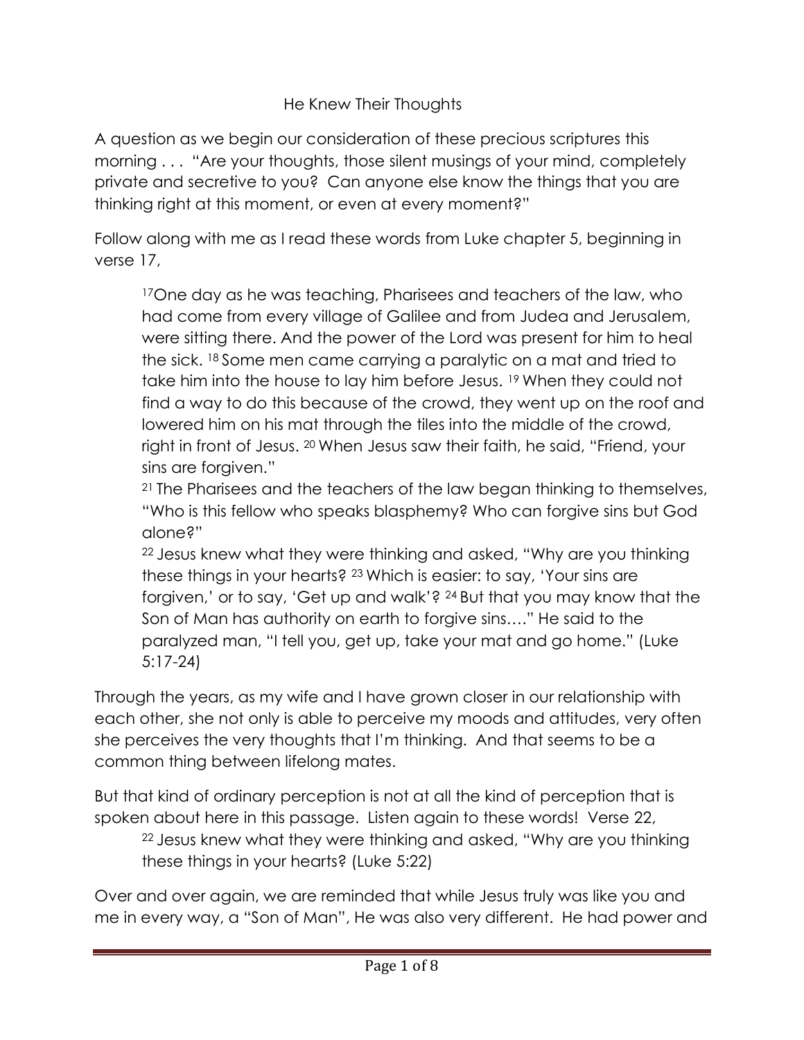# He Knew Their Thoughts

A question as we begin our consideration of these precious scriptures this morning . . . "Are your thoughts, those silent musings of your mind, completely private and secretive to you? Can anyone else know the things that you are thinking right at this moment, or even at every moment?"

Follow along with me as I read these words from Luke chapter 5, beginning in verse 17,

> [17]One day as he was teaching, Pharisees and teachers of the law, who had come from every village of Galilee and from Judea and Jerusalem, were sitting there. And the power of the Lord was present for him to heal the sick. [18] Some men came carrying a paralytic on a mat and tried to take him into the house to lay him before Jesus. [19] When they could not find a way to do this because of the crowd, they went up on the roof and lowered him on his mat through the tiles into the middle of the crowd, right in front of Jesus. [20] When Jesus saw their faith, he said, "Friend, your sins are forgiven."
>
> [21] The Pharisees and the teachers of the law began thinking to themselves, "Who is this fellow who speaks blasphemy? Who can forgive sins but God alone?"
>
> [22] Jesus knew what they were thinking and asked, "Why are you thinking these things in your hearts? [23] Which is easier: to say, 'Your sins are forgiven,' or to say, 'Get up and walk'? [24] But that you may know that the Son of Man has authority on earth to forgive sins…." He said to the paralyzed man, "I tell you, get up, take your mat and go home." (Luke 5:17-24)

Through the years, as my wife and I have grown closer in our relationship with each other, she not only is able to perceive my moods and attitudes, very often she perceives the very thoughts that I'm thinking. And that seems to be a common thing between lifelong mates.

But that kind of ordinary perception is not at all the kind of perception that is spoken about here in this passage. Listen again to these words! Verse 22,

> [22] Jesus knew what they were thinking and asked, "Why are you thinking these things in your hearts? (Luke 5:22)

Over and over again, we are reminded that while Jesus truly was like you and me in every way, a "Son of Man", He was also very different. He had power and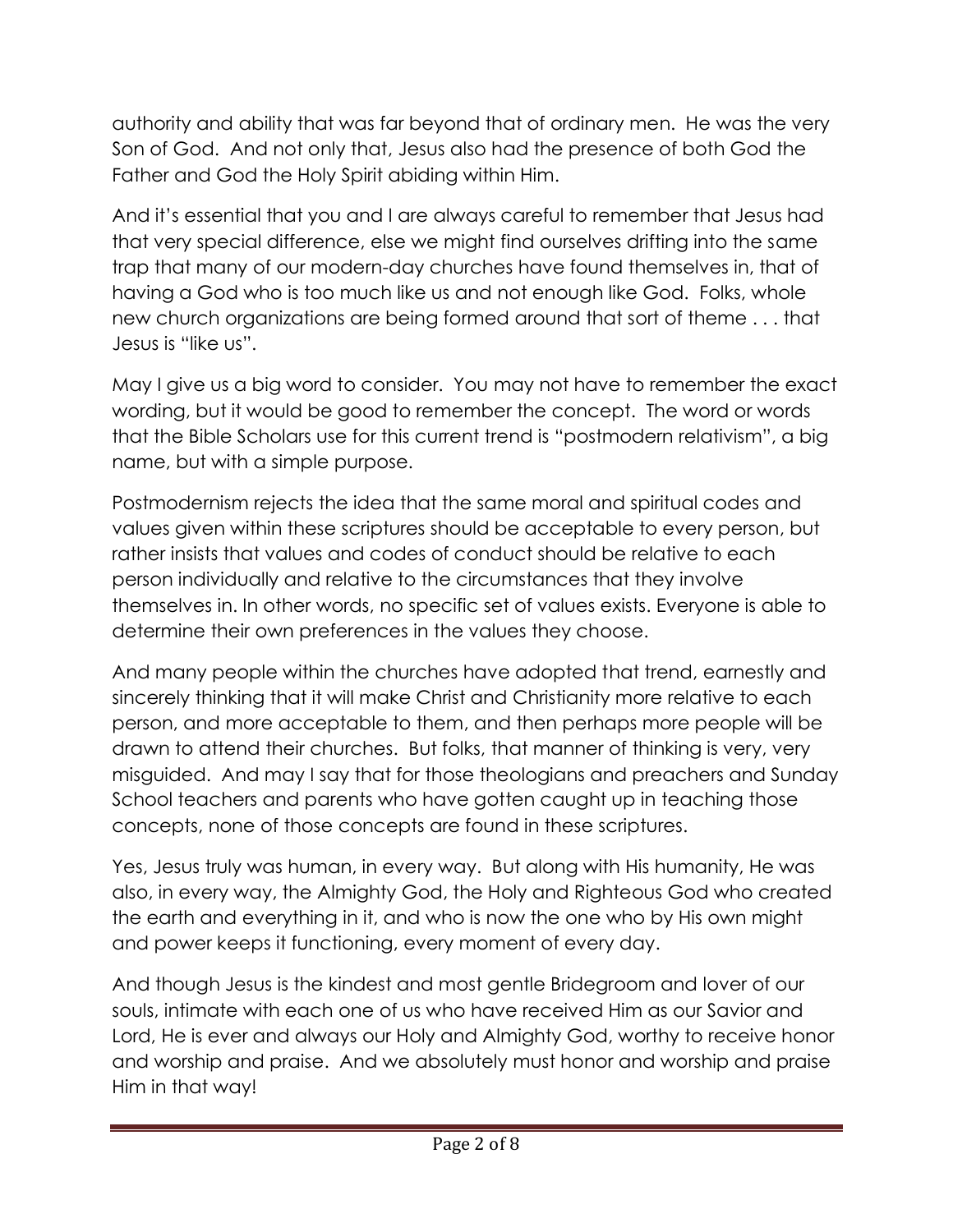authority and ability that was far beyond that of ordinary men. He was the very Son of God. And not only that, Jesus also had the presence of both God the Father and God the Holy Spirit abiding within Him.

And it's essential that you and I are always careful to remember that Jesus had that very special difference, else we might find ourselves drifting into the same trap that many of our modern-day churches have found themselves in, that of having a God who is too much like us and not enough like God. Folks, whole new church organizations are being formed around that sort of theme . . . that Jesus is "like us".

May I give us a big word to consider. You may not have to remember the exact wording, but it would be good to remember the concept. The word or words that the Bible Scholars use for this current trend is "postmodern relativism", a big name, but with a simple purpose.

Postmodernism rejects the idea that the same moral and spiritual codes and values given within these scriptures should be acceptable to every person, but rather insists that values and codes of conduct should be relative to each person individually and relative to the circumstances that they involve themselves in. In other words, no specific set of values exists. Everyone is able to determine their own preferences in the values they choose.

And many people within the churches have adopted that trend, earnestly and sincerely thinking that it will make Christ and Christianity more relative to each person, and more acceptable to them, and then perhaps more people will be drawn to attend their churches. But folks, that manner of thinking is very, very misguided. And may I say that for those theologians and preachers and Sunday School teachers and parents who have gotten caught up in teaching those concepts, none of those concepts are found in these scriptures.

Yes, Jesus truly was human, in every way. But along with His humanity, He was also, in every way, the Almighty God, the Holy and Righteous God who created the earth and everything in it, and who is now the one who by His own might and power keeps it functioning, every moment of every day.

And though Jesus is the kindest and most gentle Bridegroom and lover of our souls, intimate with each one of us who have received Him as our Savior and Lord, He is ever and always our Holy and Almighty God, worthy to receive honor and worship and praise. And we absolutely must honor and worship and praise Him in that way!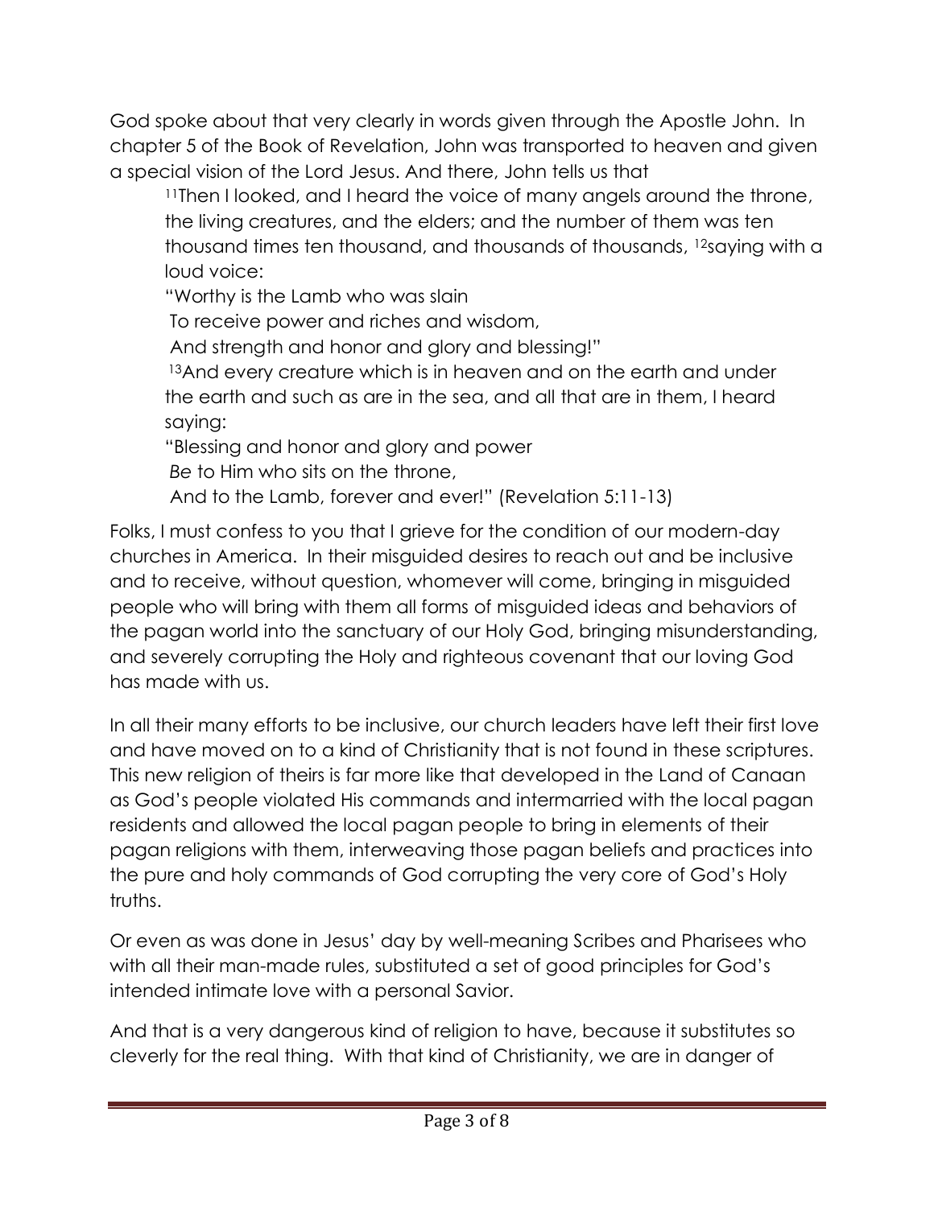God spoke about that very clearly in words given through the Apostle John. In chapter 5 of the Book of Revelation, John was transported to heaven and given a special vision of the Lord Jesus. And there, John tells us that

> [11]Then I looked, and I heard the voice of many angels around the throne, the living creatures, and the elders; and the number of them was ten thousand times ten thousand, and thousands of thousands, [12]saying with a loud voice:
>
> "Worthy is the Lamb who was slain
> To receive power and riches and wisdom,
> And strength and honor and glory and blessing!"
>
> [13]And every creature which is in heaven and on the earth and under the earth and such as are in the sea, and all that are in them, I heard saying:
>
> "Blessing and honor and glory and power
> *Be* to Him who sits on the throne,
> And to the Lamb, forever and ever!" (Revelation 5:11-13)

Folks, I must confess to you that I grieve for the condition of our modern-day churches in America. In their misguided desires to reach out and be inclusive and to receive, without question, whomever will come, bringing in misguided people who will bring with them all forms of misguided ideas and behaviors of the pagan world into the sanctuary of our Holy God, bringing misunderstanding, and severely corrupting the Holy and righteous covenant that our loving God has made with us.

In all their many efforts to be inclusive, our church leaders have left their first love and have moved on to a kind of Christianity that is not found in these scriptures. This new religion of theirs is far more like that developed in the Land of Canaan as God's people violated His commands and intermarried with the local pagan residents and allowed the local pagan people to bring in elements of their pagan religions with them, interweaving those pagan beliefs and practices into the pure and holy commands of God corrupting the very core of God's Holy truths.

Or even as was done in Jesus' day by well-meaning Scribes and Pharisees who with all their man-made rules, substituted a set of good principles for God's intended intimate love with a personal Savior.

And that is a very dangerous kind of religion to have, because it substitutes so cleverly for the real thing. With that kind of Christianity, we are in danger of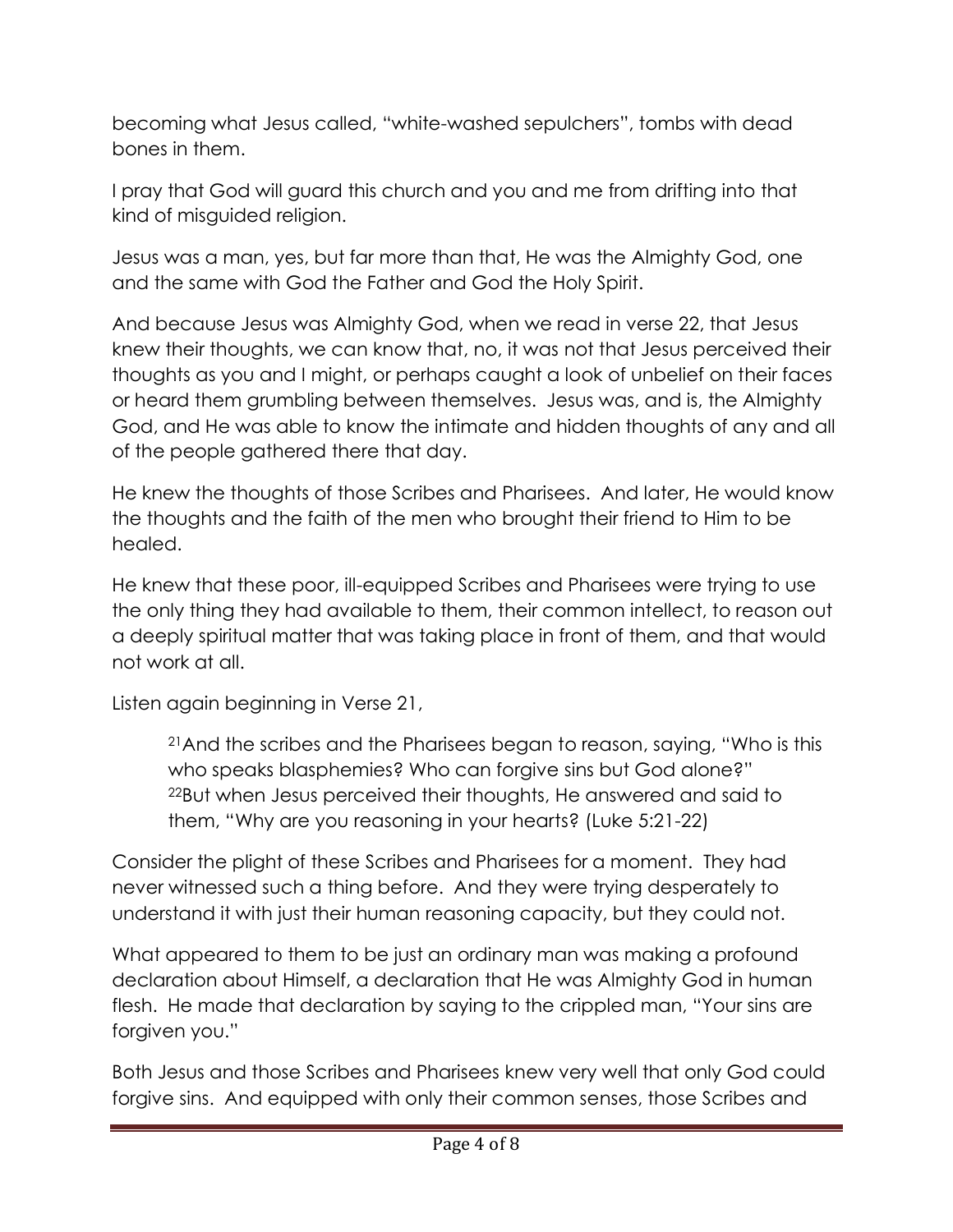becoming what Jesus called, "white-washed sepulchers", tombs with dead bones in them.

I pray that God will guard this church and you and me from drifting into that kind of misguided religion.

Jesus was a man, yes, but far more than that, He was the Almighty God, one and the same with God the Father and God the Holy Spirit.

And because Jesus was Almighty God, when we read in verse 22, that Jesus knew their thoughts, we can know that, no, it was not that Jesus perceived their thoughts as you and I might, or perhaps caught a look of unbelief on their faces or heard them grumbling between themselves. Jesus was, and is, the Almighty God, and He was able to know the intimate and hidden thoughts of any and all of the people gathered there that day.

He knew the thoughts of those Scribes and Pharisees. And later, He would know the thoughts and the faith of the men who brought their friend to Him to be healed.

He knew that these poor, ill-equipped Scribes and Pharisees were trying to use the only thing they had available to them, their common intellect, to reason out a deeply spiritual matter that was taking place in front of them, and that would not work at all.

Listen again beginning in Verse 21,

> 21And the scribes and the Pharisees began to reason, saying, "Who is this who speaks blasphemies? Who can forgive sins but God alone?" 22But when Jesus perceived their thoughts, He answered and said to them, "Why are you reasoning in your hearts? (Luke 5:21-22)

Consider the plight of these Scribes and Pharisees for a moment. They had never witnessed such a thing before. And they were trying desperately to understand it with just their human reasoning capacity, but they could not.

What appeared to them to be just an ordinary man was making a profound declaration about Himself, a declaration that He was Almighty God in human flesh. He made that declaration by saying to the crippled man, "Your sins are forgiven you."

Both Jesus and those Scribes and Pharisees knew very well that only God could forgive sins. And equipped with only their common senses, those Scribes and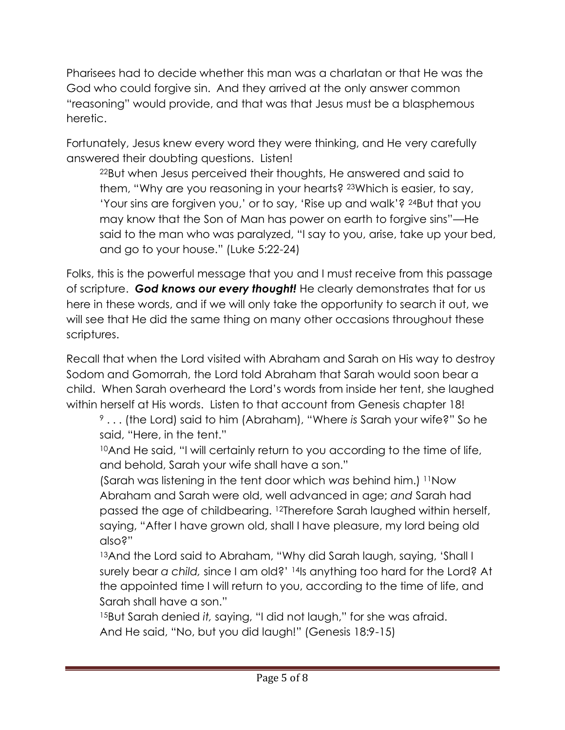Pharisees had to decide whether this man was a charlatan or that He was the God who could forgive sin. And they arrived at the only answer common "reasoning" would provide, and that was that Jesus must be a blasphemous heretic.

Fortunately, Jesus knew every word they were thinking, and He very carefully answered their doubting questions. Listen!

> [22]But when Jesus perceived their thoughts, He answered and said to them, "Why are you reasoning in your hearts? [23]Which is easier, to say, 'Your sins are forgiven you,' or to say, 'Rise up and walk'? [24]But that you may know that the Son of Man has power on earth to forgive sins"—He said to the man who was paralyzed, "I say to you, arise, take up your bed, and go to your house." (Luke 5:22-24)

Folks, this is the powerful message that you and I must receive from this passage of scripture. ***God knows our every thought!*** He clearly demonstrates that for us here in these words, and if we will only take the opportunity to search it out, we will see that He did the same thing on many other occasions throughout these scriptures.

Recall that when the Lord visited with Abraham and Sarah on His way to destroy Sodom and Gomorrah, the Lord told Abraham that Sarah would soon bear a child. When Sarah overheard the Lord's words from inside her tent, she laughed within herself at His words. Listen to that account from Genesis chapter 18!

> [9] . . . (the Lord) said to him (Abraham), "Where *is* Sarah your wife?" So he said, "Here, in the tent."
>
> [10]And He said, "I will certainly return to you according to the time of life, and behold, Sarah your wife shall have a son."
>
> (Sarah was listening in the tent door which *was* behind him.) [11]Now Abraham and Sarah were old, well advanced in age; *and* Sarah had passed the age of childbearing. [12]Therefore Sarah laughed within herself, saying, "After I have grown old, shall I have pleasure, my lord being old also?"
>
> [13]And the Lord said to Abraham, "Why did Sarah laugh, saying, 'Shall I surely bear *a child,* since I am old?' [14]Is anything too hard for the Lord? At the appointed time I will return to you, according to the time of life, and Sarah shall have a son."
>
> [15]But Sarah denied *it,* saying, "I did not laugh," for she was afraid. And He said, "No, but you did laugh!" (Genesis 18:9-15)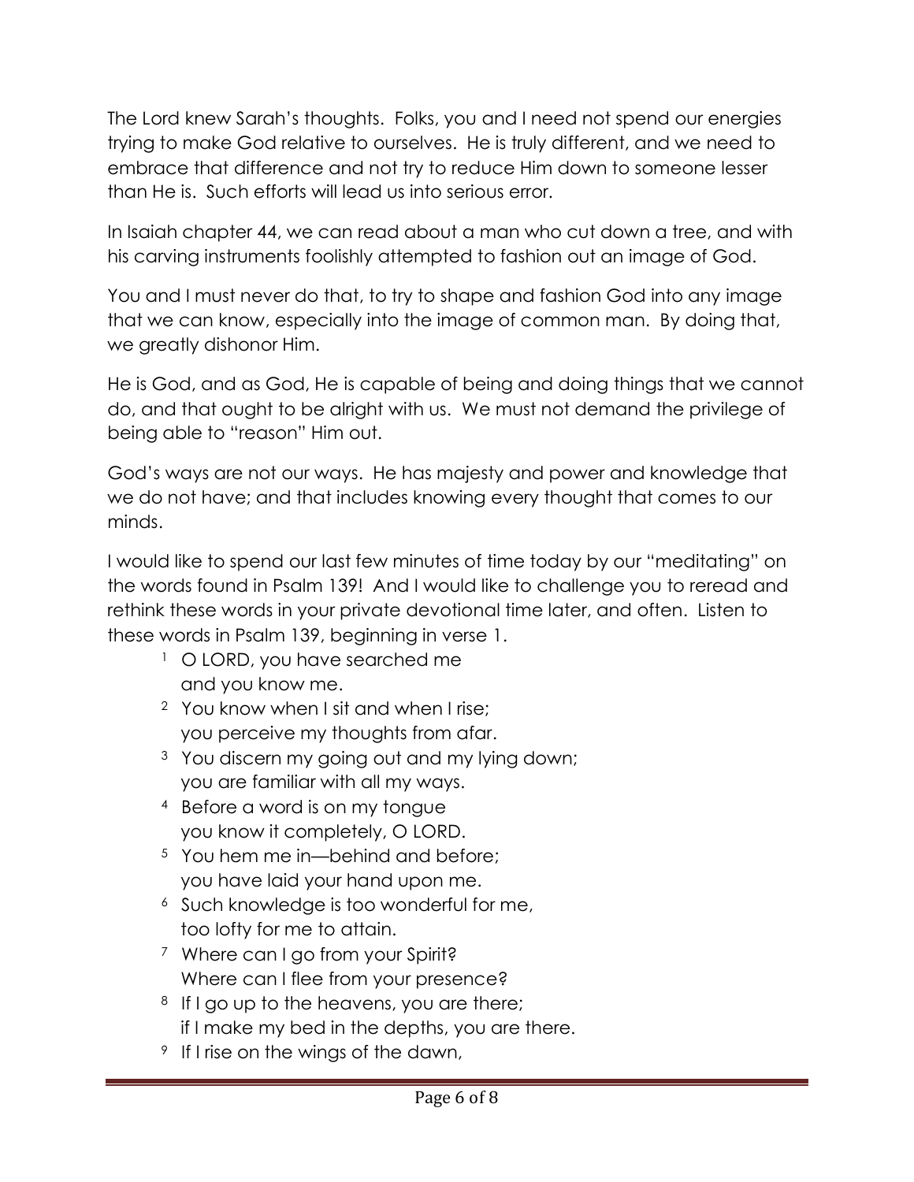The Lord knew Sarah's thoughts. Folks, you and I need not spend our energies trying to make God relative to ourselves. He is truly different, and we need to embrace that difference and not try to reduce Him down to someone lesser than He is. Such efforts will lead us into serious error.

In Isaiah chapter 44, we can read about a man who cut down a tree, and with his carving instruments foolishly attempted to fashion out an image of God.

You and I must never do that, to try to shape and fashion God into any image that we can know, especially into the image of common man. By doing that, we greatly dishonor Him.

He is God, and as God, He is capable of being and doing things that we cannot do, and that ought to be alright with us. We must not demand the privilege of being able to "reason" Him out.

God's ways are not our ways. He has majesty and power and knowledge that we do not have; and that includes knowing every thought that comes to our minds.

I would like to spend our last few minutes of time today by our "meditating" on the words found in Psalm 139! And I would like to challenge you to reread and rethink these words in your private devotional time later, and often. Listen to these words in Psalm 139, beginning in verse 1.

> [1] O LORD, you have searched me
> and you know me.
> [2] You know when I sit and when I rise;
> you perceive my thoughts from afar.
> [3] You discern my going out and my lying down;
> you are familiar with all my ways.
> [4] Before a word is on my tongue
> you know it completely, O LORD.
> [5] You hem me in—behind and before;
> you have laid your hand upon me.
> [6] Such knowledge is too wonderful for me,
> too lofty for me to attain.
> [7] Where can I go from your Spirit?
> Where can I flee from your presence?
> [8] If I go up to the heavens, you are there;
> if I make my bed in the depths, you are there.
> [9] If I rise on the wings of the dawn,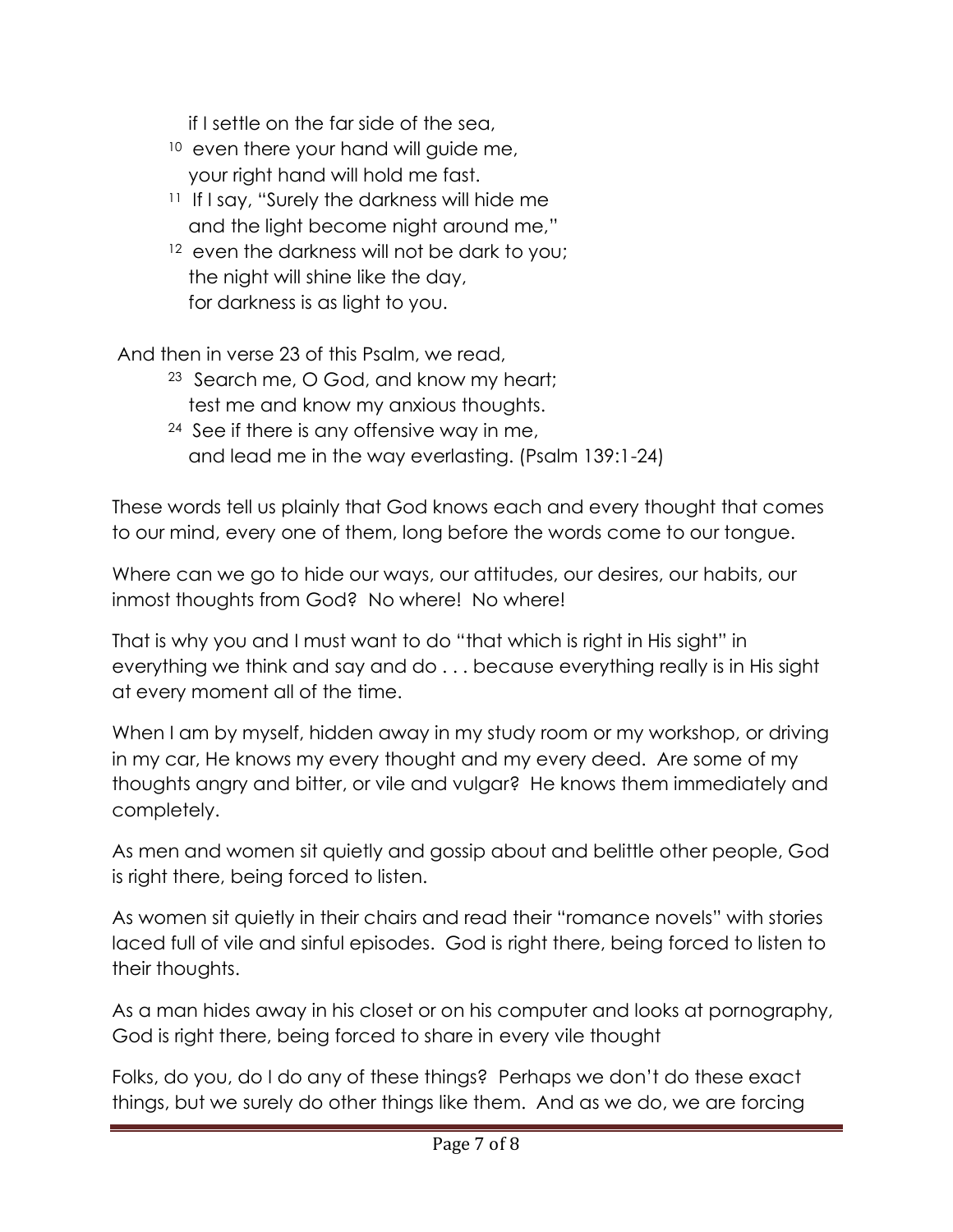if I settle on the far side of the sea,  
[10] even there your hand will guide me,  
your right hand will hold me fast.  
[11] If I say, "Surely the darkness will hide me  
and the light become night around me,"  
[12] even the darkness will not be dark to you;  
the night will shine like the day,  
for darkness is as light to you.

And then in verse 23 of this Psalm, we read,

[23] Search me, O God, and know my heart;  
test me and know my anxious thoughts.  
[24] See if there is any offensive way in me,  
and lead me in the way everlasting. (Psalm 139:1-24)

These words tell us plainly that God knows each and every thought that comes to our mind, every one of them, long before the words come to our tongue.

Where can we go to hide our ways, our attitudes, our desires, our habits, our inmost thoughts from God? No where! No where!

That is why you and I must want to do "that which is right in His sight" in everything we think and say and do . . . because everything really is in His sight at every moment all of the time.

When I am by myself, hidden away in my study room or my workshop, or driving in my car, He knows my every thought and my every deed. Are some of my thoughts angry and bitter, or vile and vulgar? He knows them immediately and completely.

As men and women sit quietly and gossip about and belittle other people, God is right there, being forced to listen.

As women sit quietly in their chairs and read their "romance novels" with stories laced full of vile and sinful episodes. God is right there, being forced to listen to their thoughts.

As a man hides away in his closet or on his computer and looks at pornography, God is right there, being forced to share in every vile thought

Folks, do you, do I do any of these things? Perhaps we don't do these exact things, but we surely do other things like them. And as we do, we are forcing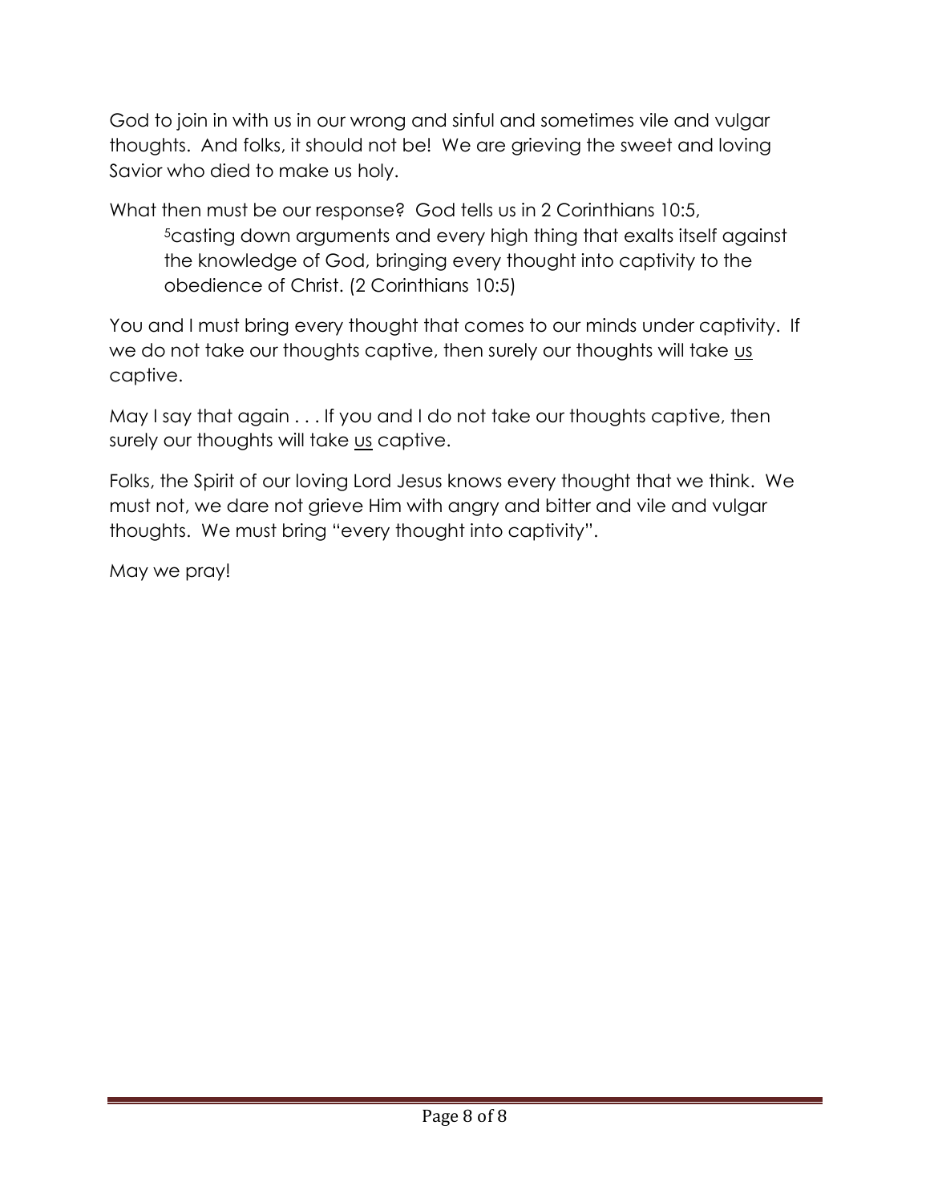God to join in with us in our wrong and sinful and sometimes vile and vulgar thoughts. And folks, it should not be! We are grieving the sweet and loving Savior who died to make us holy.

What then must be our response? God tells us in 2 Corinthians 10:5,

> [5]casting down arguments and every high thing that exalts itself against the knowledge of God, bringing every thought into captivity to the obedience of Christ. (2 Corinthians 10:5)

You and I must bring every thought that comes to our minds under captivity. If we do not take our thoughts captive, then surely our thoughts will take <u>us</u> captive.

May I say that again . . . If you and I do not take our thoughts captive, then surely our thoughts will take <u>us</u> captive.

Folks, the Spirit of our loving Lord Jesus knows every thought that we think. We must not, we dare not grieve Him with angry and bitter and vile and vulgar thoughts. We must bring "every thought into captivity".

May we pray!